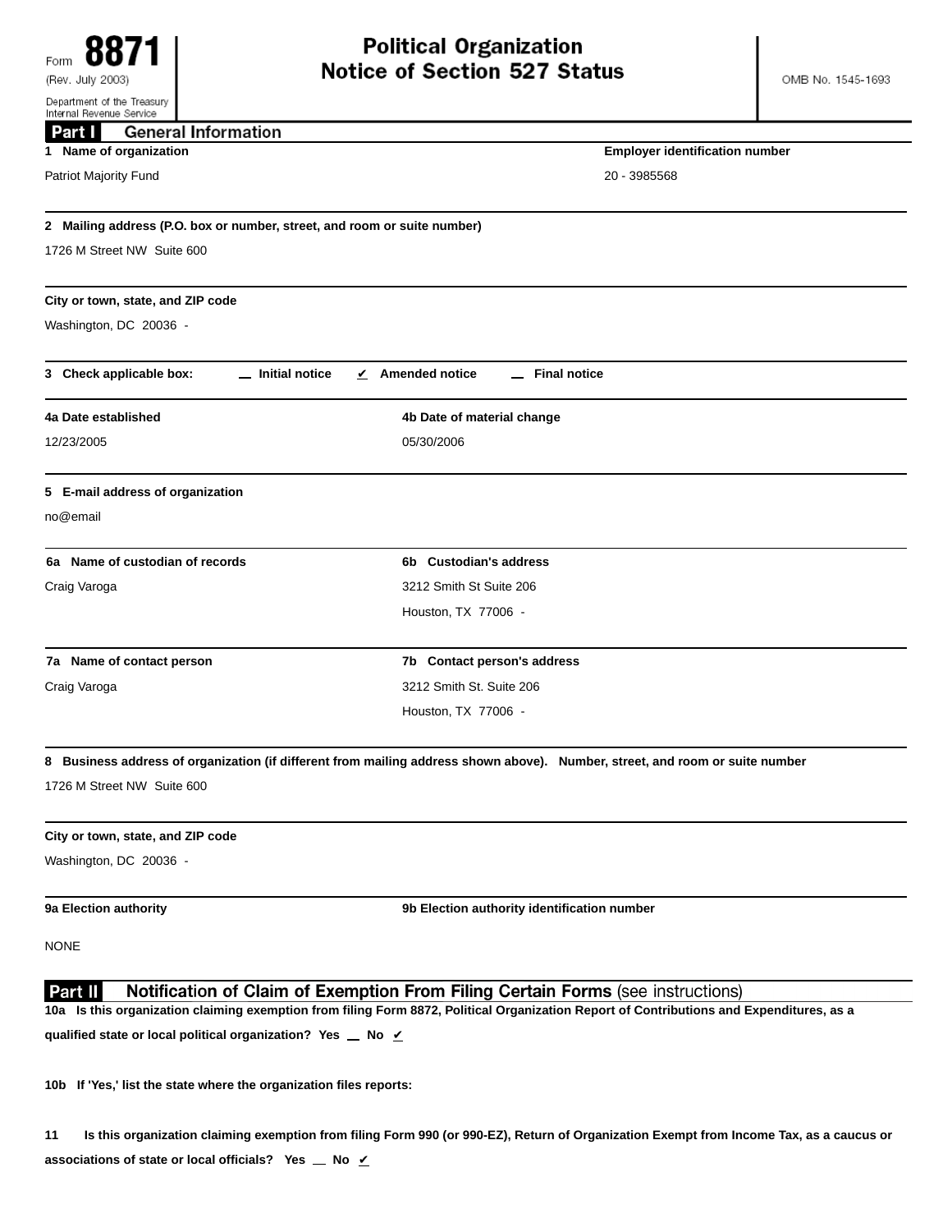Form **8871**
(Rev. July 2003)
Department of the Treasury
Internal Revenue Service

# Political Organization Notice of Section 527 Status

OMB No. 1545-1693

## Part I General Information

**1 Name of organization**
Patriot Majority Fund

**Employer identification number**
20 - 3985568

**2 Mailing address (P.O. box or number, street, and room or suite number)**
1726 M Street NW Suite 600

**City or town, state, and ZIP code**
Washington, DC 20036 -

**3 Check applicable box:** __ Initial notice ✔ Amended notice __ Final notice

**4a Date established**
12/23/2005

**4b Date of material change**
05/30/2006

**5 E-mail address of organization**
no@email

**6a Name of custodian of records**
Craig Varoga

**6b Custodian's address**
3212 Smith St Suite 206
Houston, TX 77006 -

**7a Name of contact person**
Craig Varoga

**7b Contact person's address**
3212 Smith St. Suite 206
Houston, TX 77006 -

**8 Business address of organization (if different from mailing address shown above). Number, street, and room or suite number**
1726 M Street NW Suite 600

**City or town, state, and ZIP code**
Washington, DC 20036 -

**9a Election authority**
NONE

**9b Election authority identification number**

## Part II Notification of Claim of Exemption From Filing Certain Forms (see instructions)

**10a Is this organization claiming exemption from filing Form 8872, Political Organization Report of Contributions and Expenditures, as a qualified state or local political organization? Yes __ No ✔**

**10b If 'Yes,' list the state where the organization files reports:**

**11 Is this organization claiming exemption from filing Form 990 (or 990-EZ), Return of Organization Exempt from Income Tax, as a caucus or associations of state or local officials? Yes __ No ✔**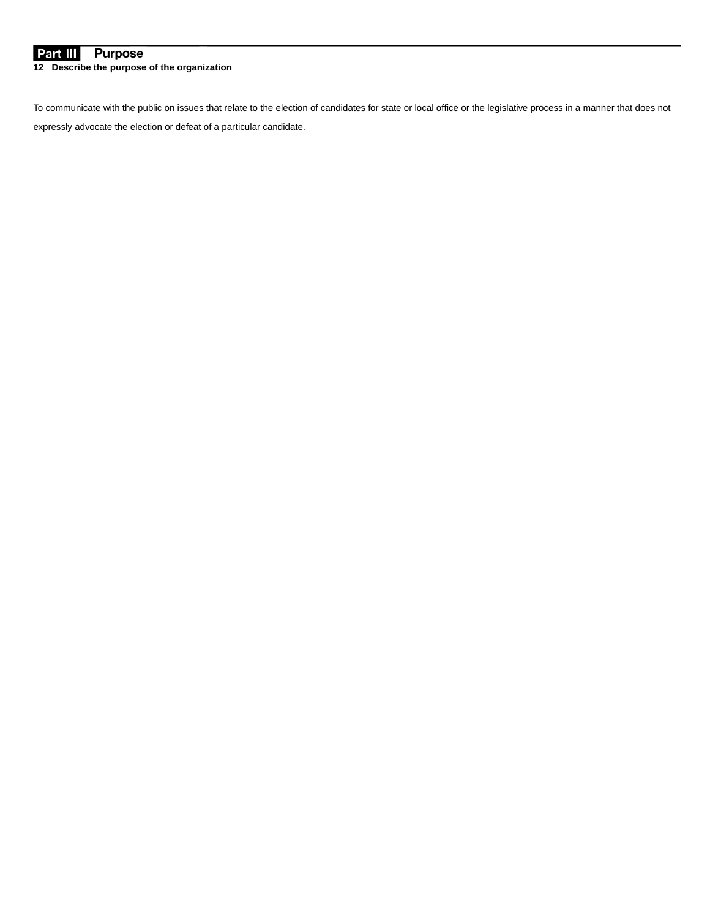## Part III Purpose

**12 Describe the purpose of the organization**

To communicate with the public on issues that relate to the election of candidates for state or local office or the legislative process in a manner that does not expressly advocate the election or defeat of a particular candidate.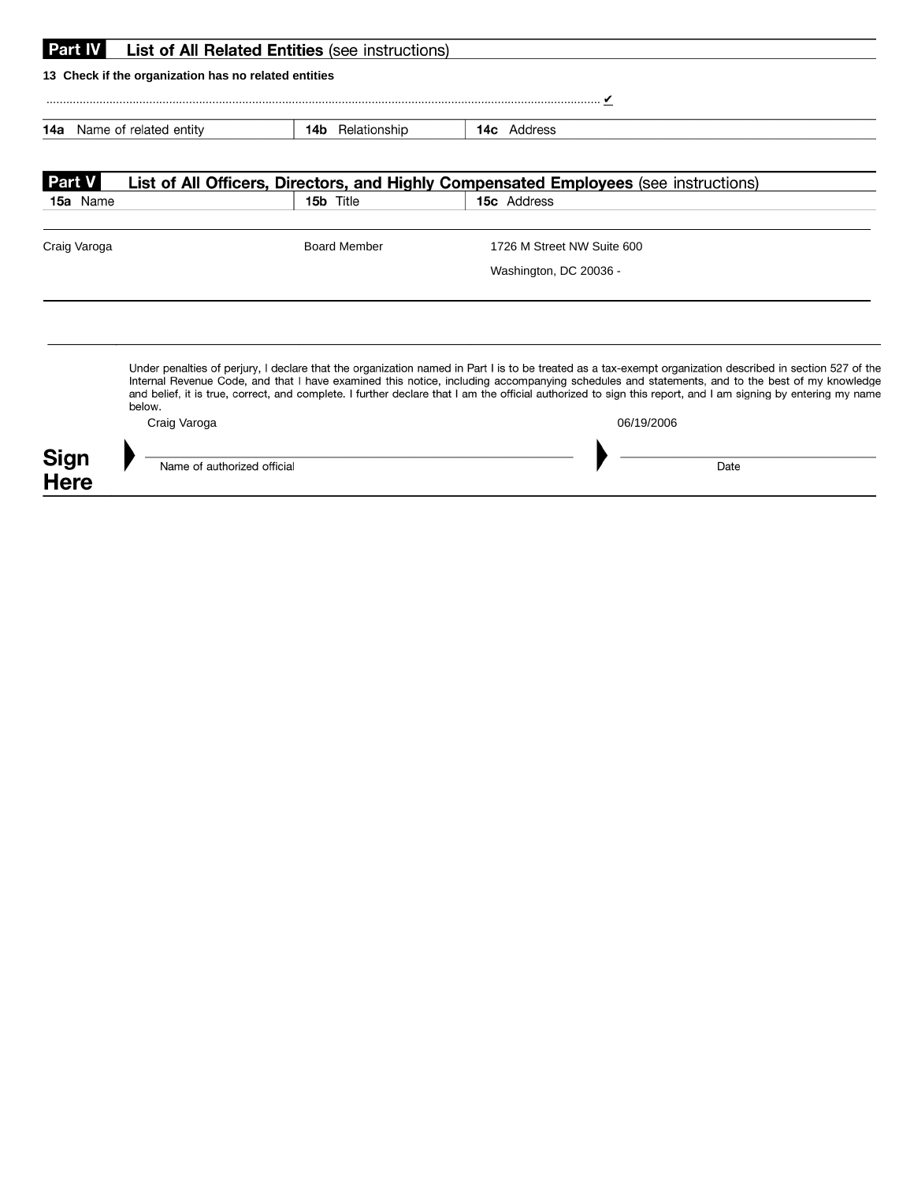## Part IV List of All Related Entities (see instructions)

**13 Check if the organization has no related entities** ✔

| 14a Name of related entity | 14b Relationship | 14c Address |
|---|---|---|

## Part V List of All Officers, Directors, and Highly Compensated Employees (see instructions)

| 15a Name | 15b Title | 15c Address |
|---|---|---|
| Craig Varoga | Board Member | 1726 M Street NW Suite 600<br>Washington, DC 20036 - |

Under penalties of perjury, I declare that the organization named in Part I is to be treated as a tax-exempt organization described in section 527 of the Internal Revenue Code, and that I have examined this notice, including accompanying schedules and statements, and to the best of my knowledge and belief, it is true, correct, and complete. I further declare that I am the official authorized to sign this report, and I am signing by entering my name below.

**Sign Here**

| Name of authorized official | Date |
|---|---|
| Craig Varoga | 06/19/2006 |